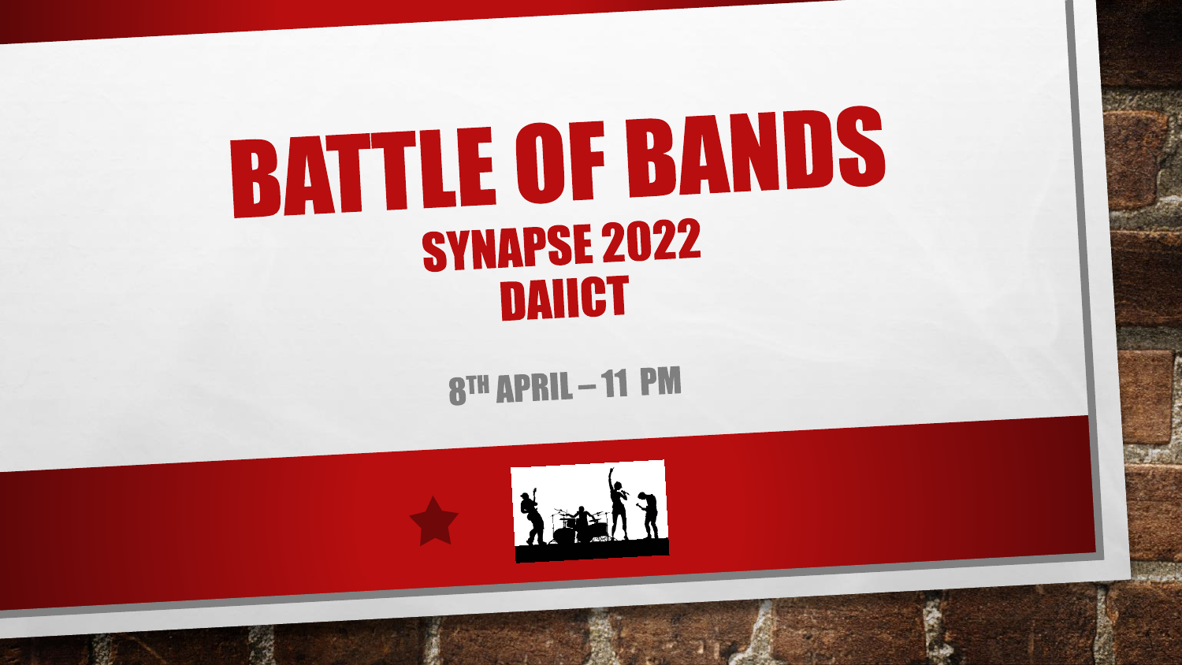# BATTLE OF BANDS

## SYNAPSE 2022

## DAIICT

8TH APRIL – 11 PM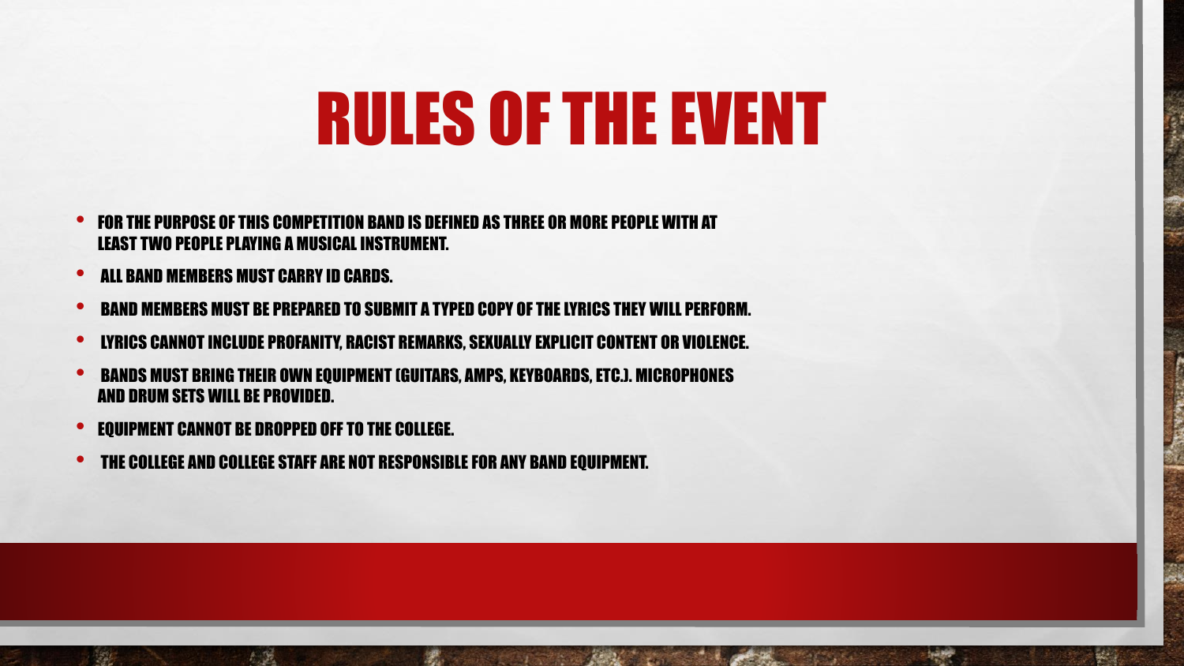# RULES OF THE EVENT

- FOR THE PURPOSE OF THIS COMPETITION BAND IS DEFINED AS THREE OR MORE PEOPLE WITH AT LEAST TWO PEOPLE PLAYING A MUSICAL INSTRUMENT.
- ALL BAND MEMBERS MUST CARRY ID CARDS.
- BAND MEMBERS MUST BE PREPARED TO SUBMIT A TYPED COPY OF THE LYRICS THEY WILL PERFORM.
- LYRICS CANNOT INCLUDE PROFANITY, RACIST REMARKS, SEXUALLY EXPLICIT CONTENT OR VIOLENCE.
- BANDS MUST BRING THEIR OWN EQUIPMENT (GUITARS, AMPS, KEYBOARDS, ETC.). MICROPHONES AND DRUM SETS WILL BE PROVIDED.
- EQUIPMENT CANNOT BE DROPPED OFF TO THE COLLEGE.
- THE COLLEGE AND COLLEGE STAFF ARE NOT RESPONSIBLE FOR ANY BAND EQUIPMENT.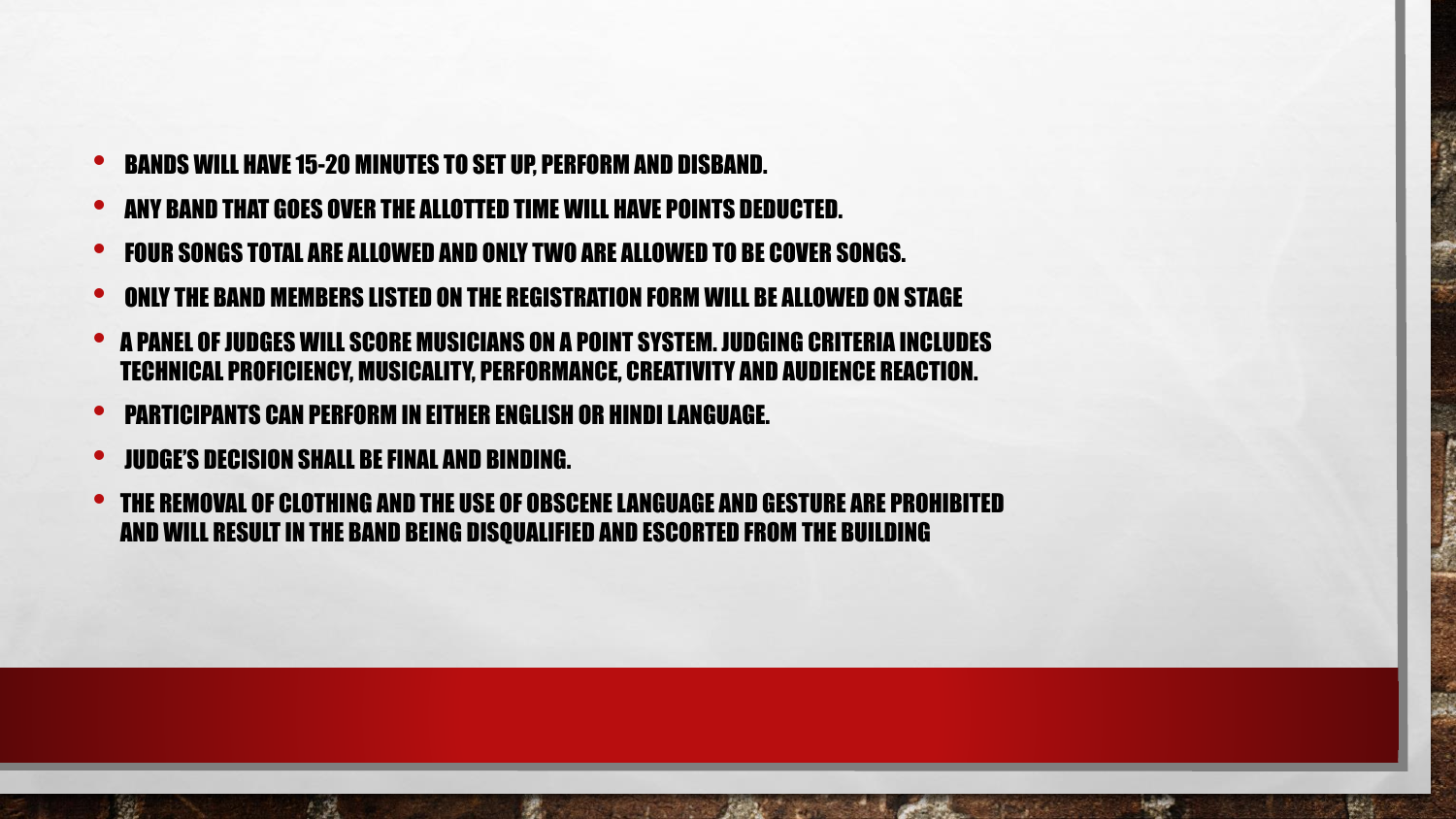- BANDS WILL HAVE 15-20 MINUTES TO SET UP, PERFORM AND DISBAND.
- ANY BAND THAT GOES OVER THE ALLOTTED TIME WILL HAVE POINTS DEDUCTED.
- FOUR SONGS TOTAL ARE ALLOWED AND ONLY TWO ARE ALLOWED TO BE COVER SONGS.
- ONLY THE BAND MEMBERS LISTED ON THE REGISTRATION FORM WILL BE ALLOWED ON STAGE
- A PANEL OF JUDGES WILL SCORE MUSICIANS ON A POINT SYSTEM. JUDGING CRITERIA INCLUDES TECHNICAL PROFICIENCY, MUSICALITY, PERFORMANCE, CREATIVITY AND AUDIENCE REACTION.
- PARTICIPANTS CAN PERFORM IN EITHER ENGLISH OR HINDI LANGUAGE.
- JUDGE'S DECISION SHALL BE FINAL AND BINDING.
- THE REMOVAL OF CLOTHING AND THE USE OF OBSCENE LANGUAGE AND GESTURE ARE PROHIBITED AND WILL RESULT IN THE BAND BEING DISQUALIFIED AND ESCORTED FROM THE BUILDING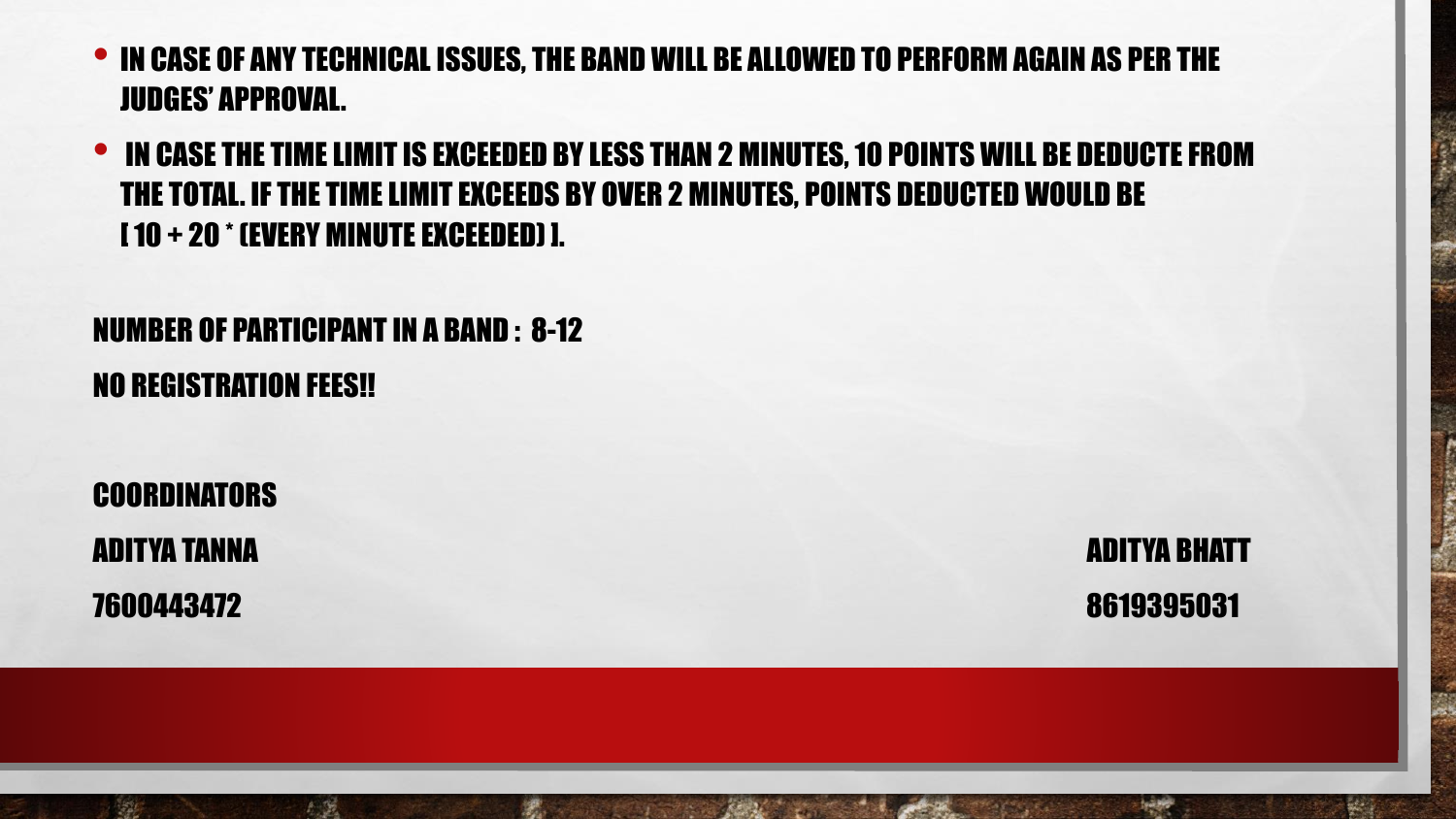- IN CASE OF ANY TECHNICAL ISSUES, THE BAND WILL BE ALLOWED TO PERFORM AGAIN AS PER THE JUDGES' APPROVAL.
- IN CASE THE TIME LIMIT IS EXCEEDED BY LESS THAN 2 MINUTES, 10 POINTS WILL BE DEDUCTE FROM THE TOTAL. IF THE TIME LIMIT EXCEEDS BY OVER 2 MINUTES, POINTS DEDUCTED WOULD BE [ 10 + 20 * (EVERY MINUTE EXCEEDED) ].

NUMBER OF PARTICIPANT IN A BAND : 8-12

NO REGISTRATION FEES!!

COORDINATORS

ADITYA TANNA
7600443472

ADITYA BHATT
8619395031